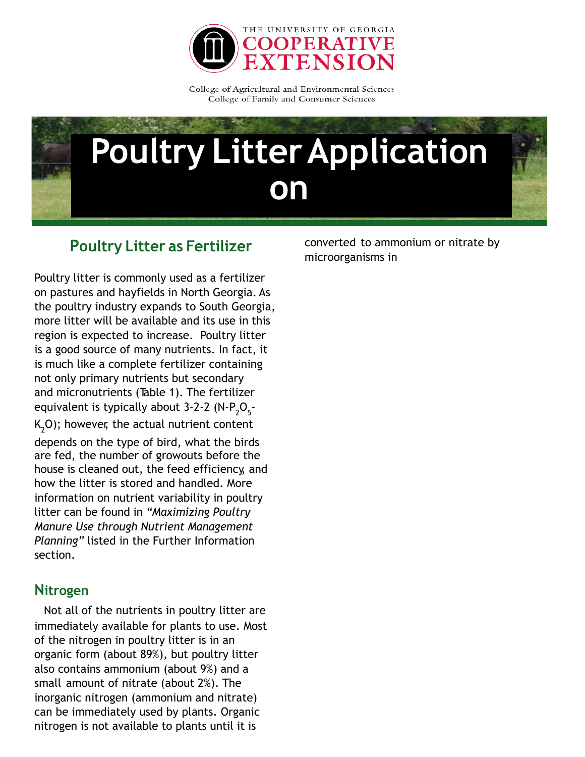THE UNIVERSITY OF GEORGIA
COOPERATIVE EXTENSION

College of Agricultural and Environmental Sciences
College of Family and Consumer Sciences

# Poultry Litter Application on

## Poultry Litter as Fertilizer

Poultry litter is commonly used as a fertilizer on pastures and hayfields in North Georgia. As the poultry industry expands to South Georgia, more litter will be available and its use in this region is expected to increase. Poultry litter is a good source of many nutrients. In fact, it is much like a complete fertilizer containing not only primary nutrients but secondary and micronutrients (Table 1). The fertilizer equivalent is typically about 3-2-2 (N-$P_2O_5$-$K_2O$); however, the actual nutrient content depends on the type of bird, what the birds are fed, the number of growouts before the house is cleaned out, the feed efficiency, and how the litter is stored and handled. More information on nutrient variability in poultry litter can be found in *"Maximizing Poultry Manure Use through Nutrient Management Planning"* listed in the Further Information section.

### Nitrogen

Not all of the nutrients in poultry litter are immediately available for plants to use. Most of the nitrogen in poultry litter is in an organic form (about 89%), but poultry litter also contains ammonium (about 9%) and a small amount of nitrate (about 2%). The inorganic nitrogen (ammonium and nitrate) can be immediately used by plants. Organic nitrogen is not available to plants until it is converted to ammonium or nitrate by microorganisms in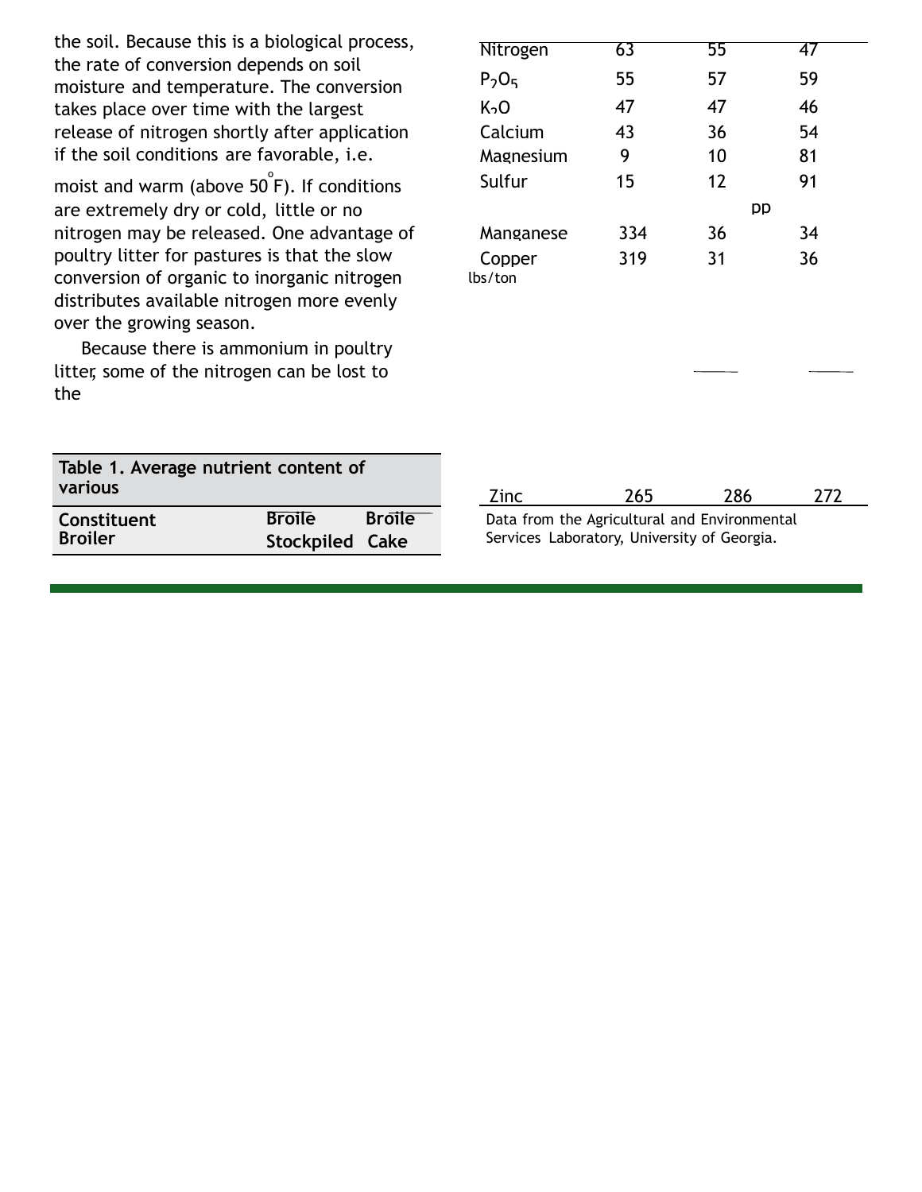the soil. Because this is a biological process, the rate of conversion depends on soil moisture and temperature. The conversion takes place over time with the largest release of nitrogen shortly after application if the soil conditions are favorable, i.e. moist and warm (above 50°F). If conditions are extremely dry or cold, little or no nitrogen may be released. One advantage of poultry litter for pastures is that the slow conversion of organic to inorganic nitrogen distributes available nitrogen more evenly over the growing season.

Because there is ammonium in poultry litter, some of the nitrogen can be lost to the

**Table 1. Average nutrient content of various**

| Constituent Broiler | Broile Stockpiled | Broile Cake | |
|---|---|---|---|
| | | lbs/ton | |
| Nitrogen | 63 | 55 | 47 |
| $P_2O_5$ | 55 | 57 | 59 |
| $K_2O$ | 47 | 47 | 46 |
| Calcium | 43 | 36 | 54 |
| Magnesium | 9 | 10 | 81 |
| Sulfur | 15 | 12 | 91 |
| | | pp | |
| Manganese | 334 | 36 | 34 |
| Copper | 319 | 31 | 36 |
| Zinc | 265 | 286 | 272 |

Data from the Agricultural and Environmental Services Laboratory, University of Georgia.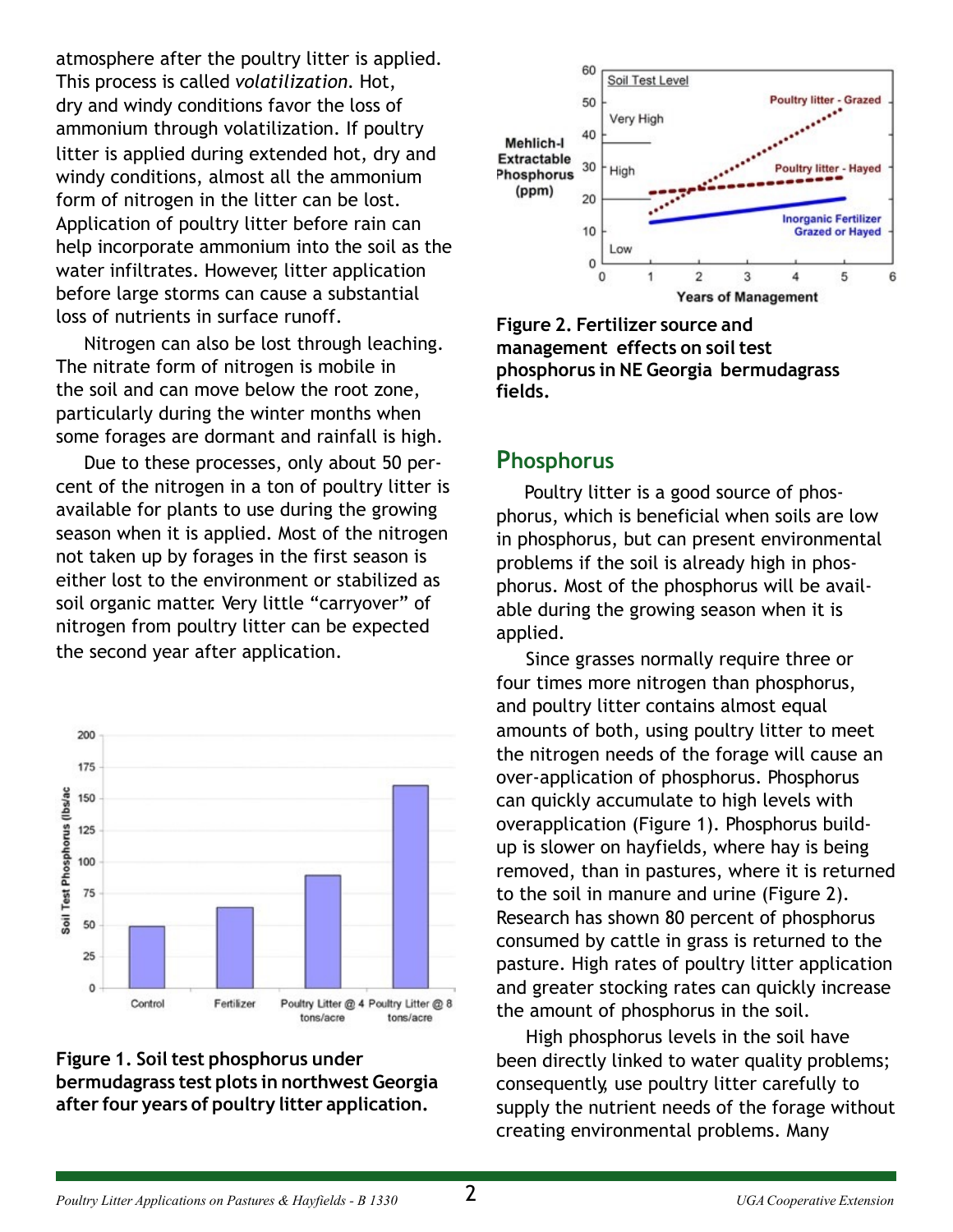atmosphere after the poultry litter is applied. This process is called *volatilization*. Hot, dry and windy conditions favor the loss of ammonium through volatilization. If poultry litter is applied during extended hot, dry and windy conditions, almost all the ammonium form of nitrogen in the litter can be lost. Application of poultry litter before rain can help incorporate ammonium into the soil as the water infiltrates. However, litter application before large storms can cause a substantial loss of nutrients in surface runoff.

Nitrogen can also be lost through leaching. The nitrate form of nitrogen is mobile in the soil and can move below the root zone, particularly during the winter months when some forages are dormant and rainfall is high.

Due to these processes, only about 50 percent of the nitrogen in a ton of poultry litter is available for plants to use during the growing season when it is applied. Most of the nitrogen not taken up by forages in the first season is either lost to the environment or stabilized as soil organic matter. Very little "carryover" of nitrogen from poultry litter can be expected the second year after application.

**Figure 1. Soil test phosphorus under bermudagrass test plots in northwest Georgia after four years of poultry litter application.**

**Figure 2. Fertilizer source and management effects on soil test phosphorus in NE Georgia bermudagrass fields.**

## Phosphorus

Poultry litter is a good source of phosphorus, which is beneficial when soils are low in phosphorus, but can present environmental problems if the soil is already high in phosphorus. Most of the phosphorus will be available during the growing season when it is applied.

Since grasses normally require three or four times more nitrogen than phosphorus, and poultry litter contains almost equal amounts of both, using poultry litter to meet the nitrogen needs of the forage will cause an over-application of phosphorus. Phosphorus can quickly accumulate to high levels with overapplication (Figure 1). Phosphorus buildup is slower on hayfields, where hay is being removed, than in pastures, where it is returned to the soil in manure and urine (Figure 2). Research has shown 80 percent of phosphorus consumed by cattle in grass is returned to the pasture. High rates of poultry litter application and greater stocking rates can quickly increase the amount of phosphorus in the soil.

High phosphorus levels in the soil have been directly linked to water quality problems; consequently, use poultry litter carefully to supply the nutrient needs of the forage without creating environmental problems. Many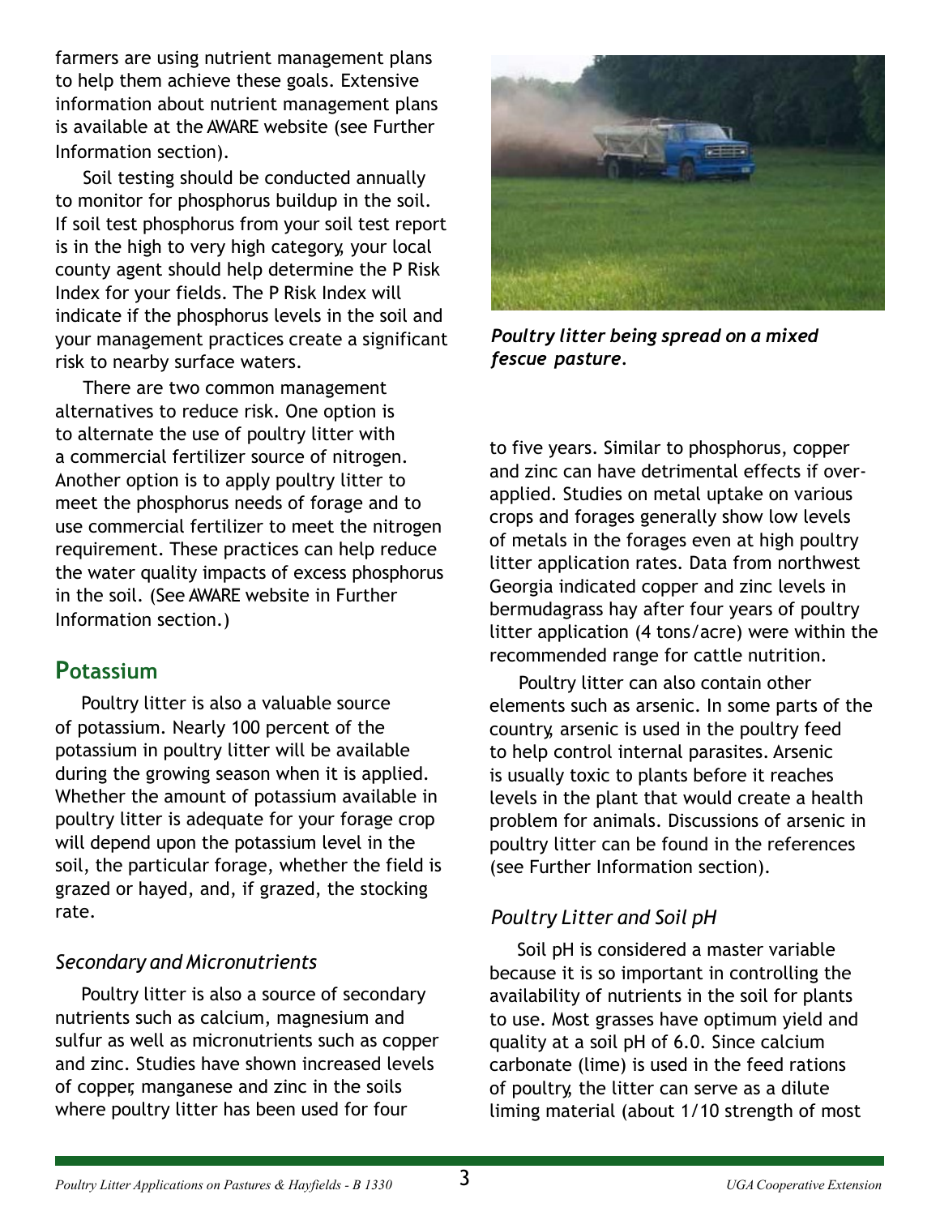farmers are using nutrient management plans to help them achieve these goals. Extensive information about nutrient management plans is available at the AWARE website (see Further Information section).

Soil testing should be conducted annually to monitor for phosphorus buildup in the soil. If soil test phosphorus from your soil test report is in the high to very high category, your local county agent should help determine the P Risk Index for your fields. The P Risk Index will indicate if the phosphorus levels in the soil and your management practices create a significant risk to nearby surface waters.

There are two common management alternatives to reduce risk. One option is to alternate the use of poultry litter with a commercial fertilizer source of nitrogen. Another option is to apply poultry litter to meet the phosphorus needs of forage and to use commercial fertilizer to meet the nitrogen requirement. These practices can help reduce the water quality impacts of excess phosphorus in the soil. (See AWARE website in Further Information section.)

## Potassium

Poultry litter is also a valuable source of potassium. Nearly 100 percent of the potassium in poultry litter will be available during the growing season when it is applied. Whether the amount of potassium available in poultry litter is adequate for your forage crop will depend upon the potassium level in the soil, the particular forage, whether the field is grazed or hayed, and, if grazed, the stocking rate.

### *Secondary and Micronutrients*

Poultry litter is also a source of secondary nutrients such as calcium, magnesium and sulfur as well as micronutrients such as copper and zinc. Studies have shown increased levels of copper, manganese and zinc in the soils where poultry litter has been used for four to five years. Similar to phosphorus, copper and zinc can have detrimental effects if over-applied. Studies on metal uptake on various crops and forages generally show low levels of metals in the forages even at high poultry litter application rates. Data from northwest Georgia indicated copper and zinc levels in bermudagrass hay after four years of poultry litter application (4 tons/acre) were within the recommended range for cattle nutrition.

*Poultry litter being spread on a mixed fescue pasture.*

Poultry litter can also contain other elements such as arsenic. In some parts of the country, arsenic is used in the poultry feed to help control internal parasites. Arsenic is usually toxic to plants before it reaches levels in the plant that would create a health problem for animals. Discussions of arsenic in poultry litter can be found in the references (see Further Information section).

### *Poultry Litter and Soil pH*

Soil pH is considered a master variable because it is so important in controlling the availability of nutrients in the soil for plants to use. Most grasses have optimum yield and quality at a soil pH of 6.0. Since calcium carbonate (lime) is used in the feed rations of poultry, the litter can serve as a dilute liming material (about 1/10 strength of most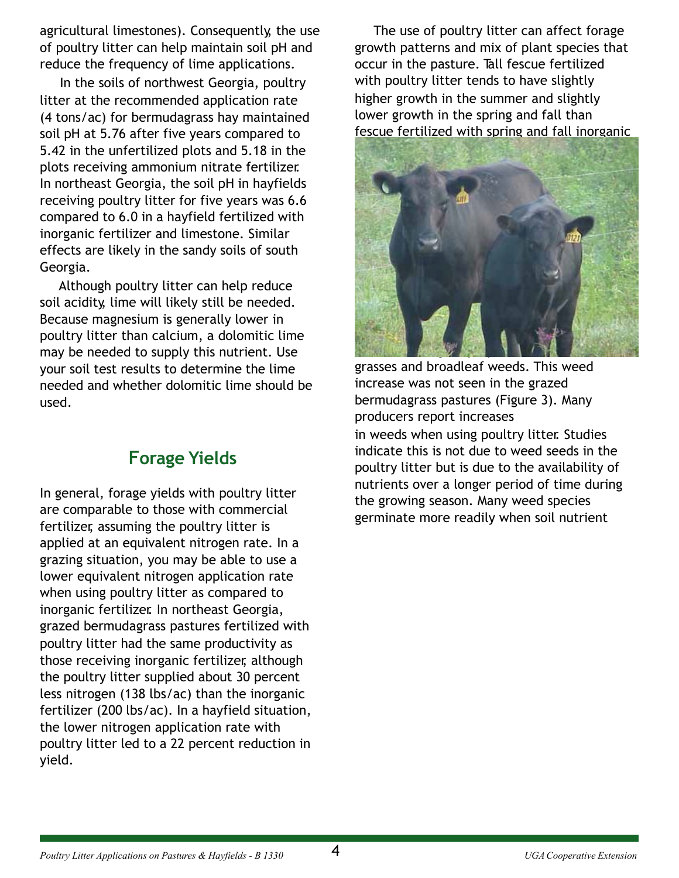agricultural limestones). Consequently, the use of poultry litter can help maintain soil pH and reduce the frequency of lime applications.

In the soils of northwest Georgia, poultry litter at the recommended application rate (4 tons/ac) for bermudagrass hay maintained soil pH at 5.76 after five years compared to 5.42 in the unfertilized plots and 5.18 in the plots receiving ammonium nitrate fertilizer. In northeast Georgia, the soil pH in hayfields receiving poultry litter for five years was 6.6 compared to 6.0 in a hayfield fertilized with inorganic fertilizer and limestone. Similar effects are likely in the sandy soils of south Georgia.

Although poultry litter can help reduce soil acidity, lime will likely still be needed. Because magnesium is generally lower in poultry litter than calcium, a dolomitic lime may be needed to supply this nutrient. Use your soil test results to determine the lime needed and whether dolomitic lime should be used.

## Forage Yields

In general, forage yields with poultry litter are comparable to those with commercial fertilizer, assuming the poultry litter is applied at an equivalent nitrogen rate. In a grazing situation, you may be able to use a lower equivalent nitrogen application rate when using poultry litter as compared to inorganic fertilizer. In northeast Georgia, grazed bermudagrass pastures fertilized with poultry litter had the same productivity as those receiving inorganic fertilizer, although the poultry litter supplied about 30 percent less nitrogen (138 lbs/ac) than the inorganic fertilizer (200 lbs/ac). In a hayfield situation, the lower nitrogen application rate with poultry litter led to a 22 percent reduction in yield.

The use of poultry litter can affect forage growth patterns and mix of plant species that occur in the pasture. Tall fescue fertilized with poultry litter tends to have slightly higher growth in the summer and slightly lower growth in the spring and fall than fescue fertilized with spring and fall inorganic

grasses and broadleaf weeds. This weed increase was not seen in the grazed bermudagrass pastures (Figure 3). Many producers report increases in weeds when using poultry litter. Studies indicate this is not due to weed seeds in the poultry litter but is due to the availability of nutrients over a longer period of time during the growing season. Many weed species germinate more readily when soil nutrient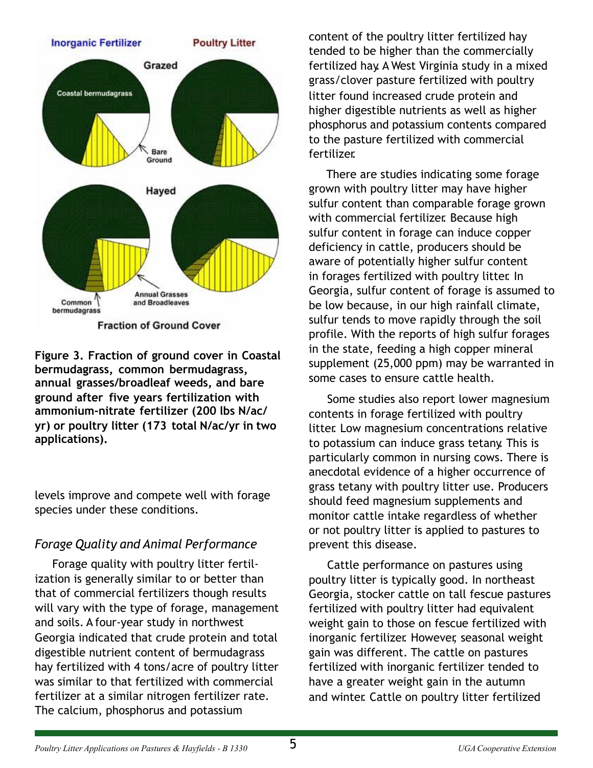**Figure 3. Fraction of ground cover in Coastal bermudagrass, common bermudagrass, annual grasses/broadleaf weeds, and bare ground after five years fertilization with ammonium-nitrate fertilizer (200 lbs N/ac/yr) or poultry litter (173 total N/ac/yr in two applications).**

levels improve and compete well with forage species under these conditions.

### *Forage Quality and Animal Performance*

Forage quality with poultry litter fertilization is generally similar to or better than that of commercial fertilizers though results will vary with the type of forage, management and soils. A four-year study in northwest Georgia indicated that crude protein and total digestible nutrient content of bermudagrass hay fertilized with 4 tons/acre of poultry litter was similar to that fertilized with commercial fertilizer at a similar nitrogen fertilizer rate. The calcium, phosphorus and potassium content of the poultry litter fertilized hay tended to be higher than the commercially fertilized hay. A West Virginia study in a mixed grass/clover pasture fertilized with poultry litter found increased crude protein and higher digestible nutrients as well as higher phosphorus and potassium contents compared to the pasture fertilized with commercial fertilizer.

There are studies indicating some forage grown with poultry litter may have higher sulfur content than comparable forage grown with commercial fertilizer. Because high sulfur content in forage can induce copper deficiency in cattle, producers should be aware of potentially higher sulfur content in forages fertilized with poultry litter. In Georgia, sulfur content of forage is assumed to be low because, in our high rainfall climate, sulfur tends to move rapidly through the soil profile. With the reports of high sulfur forages in the state, feeding a high copper mineral supplement (25,000 ppm) may be warranted in some cases to ensure cattle health.

Some studies also report lower magnesium contents in forage fertilized with poultry litter. Low magnesium concentrations relative to potassium can induce grass tetany. This is particularly common in nursing cows. There is anecdotal evidence of a higher occurrence of grass tetany with poultry litter use. Producers should feed magnesium supplements and monitor cattle intake regardless of whether or not poultry litter is applied to pastures to prevent this disease.

Cattle performance on pastures using poultry litter is typically good. In northeast Georgia, stocker cattle on tall fescue pastures fertilized with poultry litter had equivalent weight gain to those on fescue fertilized with inorganic fertilizer. However, seasonal weight gain was different. The cattle on pastures fertilized with inorganic fertilizer tended to have a greater weight gain in the autumn and winter. Cattle on poultry litter fertilized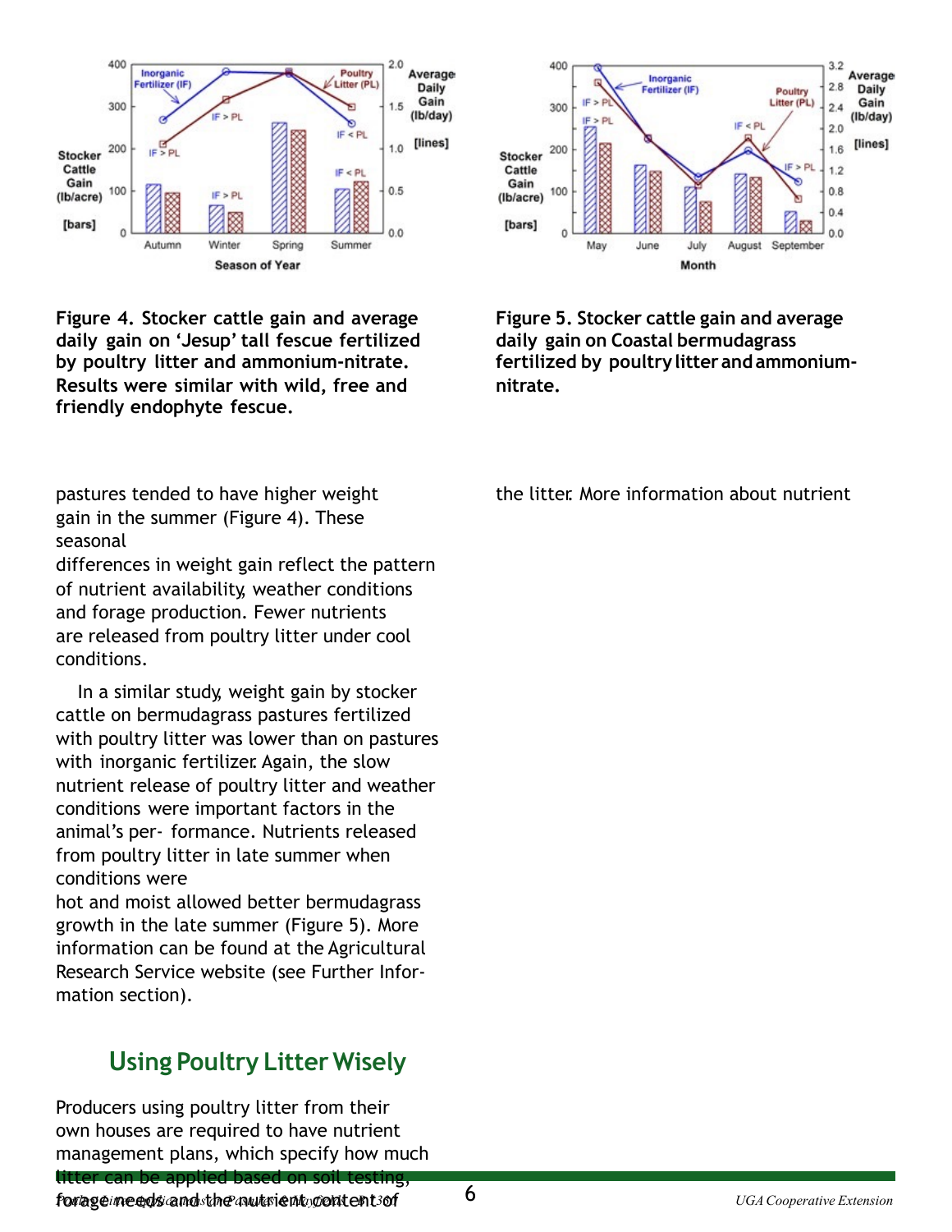Figure 4. Stocker cattle gain and average daily gain on 'Jesup' tall fescue fertilized by poultry litter and ammonium-nitrate. Results were similar with wild, free and friendly endophyte fescue.

Figure 5. Stocker cattle gain and average daily gain on Coastal bermudagrass fertilized by poultry litter and ammonium-nitrate.

pastures tended to have higher weight gain in the summer (Figure 4). These seasonal differences in weight gain reflect the pattern of nutrient availability, weather conditions and forage production. Fewer nutrients are released from poultry litter under cool conditions.

In a similar study, weight gain by stocker cattle on bermudagrass pastures fertilized with poultry litter was lower than on pastures with inorganic fertilizer. Again, the slow nutrient release of poultry litter and weather conditions were important factors in the animal's performance. Nutrients released from poultry litter in late summer when conditions were hot and moist allowed better bermudagrass growth in the late summer (Figure 5). More information can be found at the Agricultural Research Service website (see Further Information section).

## Using Poultry Litter Wisely

Producers using poultry litter from their own houses are required to have nutrient management plans, which specify how much litter can be applied based on soil testing, forage needs and the nutrient content of the litter. More information about nutrient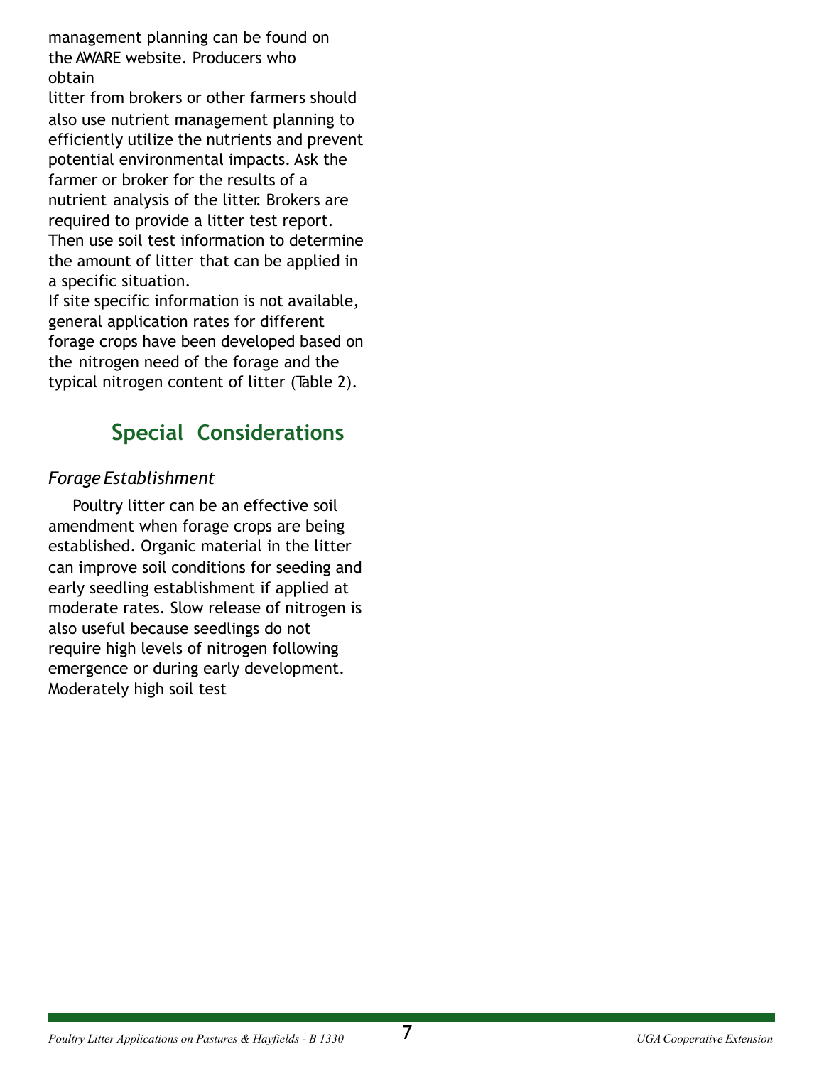management planning can be found on the AWARE website. Producers who obtain litter from brokers or other farmers should also use nutrient management planning to efficiently utilize the nutrients and prevent potential environmental impacts. Ask the farmer or broker for the results of a nutrient analysis of the litter. Brokers are required to provide a litter test report. Then use soil test information to determine the amount of litter that can be applied in a specific situation.

If site specific information is not available, general application rates for different forage crops have been developed based on the nitrogen need of the forage and the typical nitrogen content of litter (Table 2).

## Special Considerations

*Forage Establishment*

Poultry litter can be an effective soil amendment when forage crops are being established. Organic material in the litter can improve soil conditions for seeding and early seedling establishment if applied at moderate rates. Slow release of nitrogen is also useful because seedlings do not require high levels of nitrogen following emergence or during early development. Moderately high soil test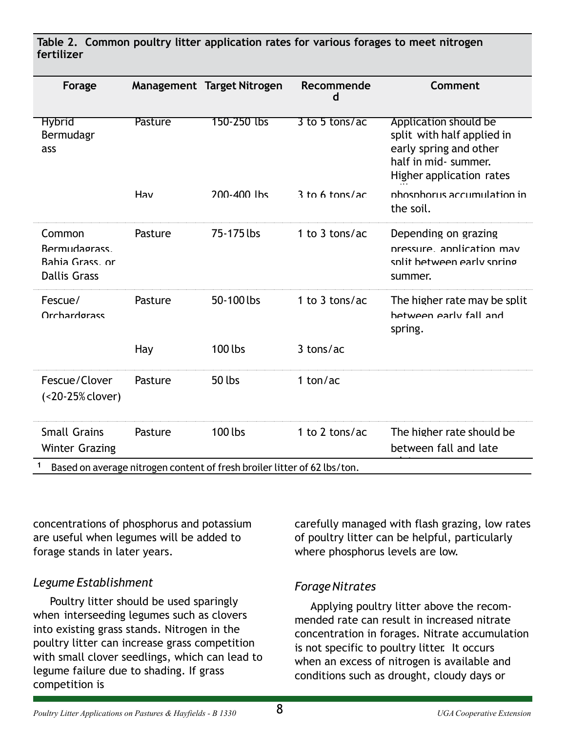**Table 2. Common poultry litter application rates for various forages to meet nitrogen fertilizer**

| Forage | Management | Target Nitrogen | Recommended | Comment |
|---|---|---|---|---|
| Hybrid Bermudagrass | Pasture | 150-250 lbs | 3 to 5 tons/ac | Application should be split with half applied in early spring and other half in mid- summer. Higher application rates |
| | Hay | 200-400 lbs | 3 to 6 tons/ac | phosphorus accumulation in the soil. |
| Common Bermudagrass, Bahia Grass, or Dallis Grass | Pasture | 75-175 lbs | 1 to 3 tons/ac | Depending on grazing pressure, application may split between early spring summer. |
| Fescue/ Orchardgrass | Pasture | 50-100 lbs | 1 to 3 tons/ac | The higher rate may be split between early fall and spring. |
| | Hay | 100 lbs | 3 tons/ac | |
| Fescue/Clover (<20-25% clover) | Pasture | 50 lbs | 1 ton/ac | |
| Small Grains Winter Grazing | Pasture | 100 lbs | 1 to 2 tons/ac | The higher rate should be between fall and late |

[1] Based on average nitrogen content of fresh broiler litter of 62 lbs/ton.

concentrations of phosphorus and potassium are useful when legumes will be added to forage stands in later years.

### *Legume Establishment*

Poultry litter should be used sparingly when interseeding legumes such as clovers into existing grass stands. Nitrogen in the poultry litter can increase grass competition with small clover seedlings, which can lead to legume failure due to shading. If grass competition is carefully managed with flash grazing, low rates of poultry litter can be helpful, particularly where phosphorus levels are low.

### *Forage Nitrates*

Applying poultry litter above the recommended rate can result in increased nitrate concentration in forages. Nitrate accumulation is not specific to poultry litter. It occurs when an excess of nitrogen is available and conditions such as drought, cloudy days or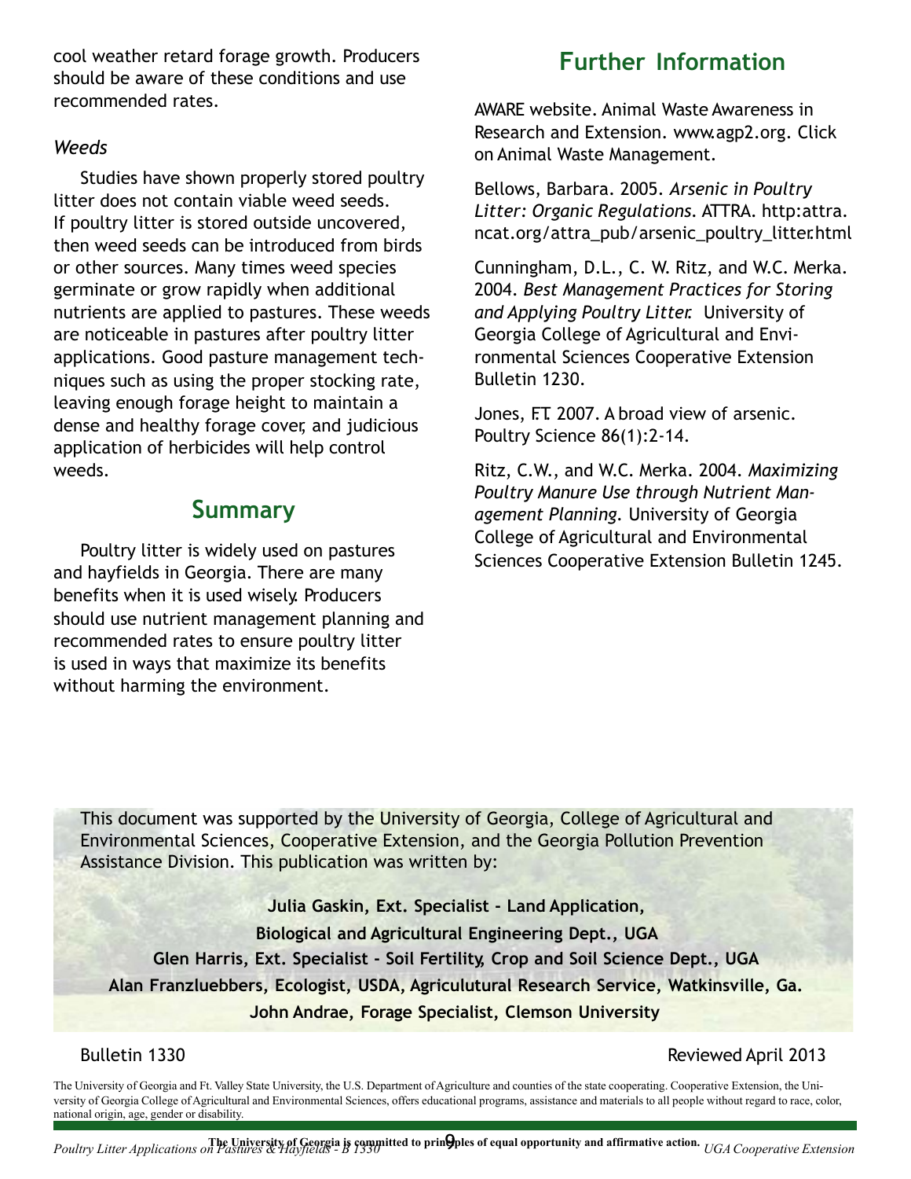cool weather retard forage growth. Producers should be aware of these conditions and use recommended rates.

*Weeds*

Studies have shown properly stored poultry litter does not contain viable weed seeds. If poultry litter is stored outside uncovered, then weed seeds can be introduced from birds or other sources. Many times weed species germinate or grow rapidly when additional nutrients are applied to pastures. These weeds are noticeable in pastures after poultry litter applications. Good pasture management techniques such as using the proper stocking rate, leaving enough forage height to maintain a dense and healthy forage cover, and judicious application of herbicides will help control weeds.

## Summary

Poultry litter is widely used on pastures and hayfields in Georgia. There are many benefits when it is used wisely. Producers should use nutrient management planning and recommended rates to ensure poultry litter is used in ways that maximize its benefits without harming the environment.

## Further Information

AWARE website. Animal Waste Awareness in Research and Extension. www.agp2.org. Click on Animal Waste Management.

Bellows, Barbara. 2005. *Arsenic in Poultry Litter: Organic Regulations*. ATTRA. http:attra.ncat.org/attra_pub/arsenic_poultry_litter.html

Cunningham, D.L., C. W. Ritz, and W.C. Merka. 2004. *Best Management Practices for Storing and Applying Poultry Litter.* University of Georgia College of Agricultural and Environmental Sciences Cooperative Extension Bulletin 1230.

Jones, F.T. 2007. A broad view of arsenic. Poultry Science 86(1):2-14.

Ritz, C.W., and W.C. Merka. 2004. *Maximizing Poultry Manure Use through Nutrient Management Planning.* University of Georgia College of Agricultural and Environmental Sciences Cooperative Extension Bulletin 1245.

This document was supported by the University of Georgia, College of Agricultural and Environmental Sciences, Cooperative Extension, and the Georgia Pollution Prevention Assistance Division. This publication was written by:

**Julia Gaskin, Ext. Specialist - Land Application, Biological and Agricultural Engineering Dept., UGA**

**Glen Harris, Ext. Specialist - Soil Fertility, Crop and Soil Science Dept., UGA**

**Alan Franzluebbers, Ecologist, USDA, Agriculutural Research Service, Watkinsville, Ga.**

**John Andrae, Forage Specialist, Clemson University**

Bulletin 1330 Reviewed April 2013

The University of Georgia and Ft. Valley State University, the U.S. Department of Agriculture and counties of the state cooperating. Cooperative Extension, the University of Georgia College of Agricultural and Environmental Sciences, offers educational programs, assistance and materials to all people without regard to race, color, national origin, age, gender or disability.

**The University of Georgia is committed to principles of equal opportunity and affirmative action.**